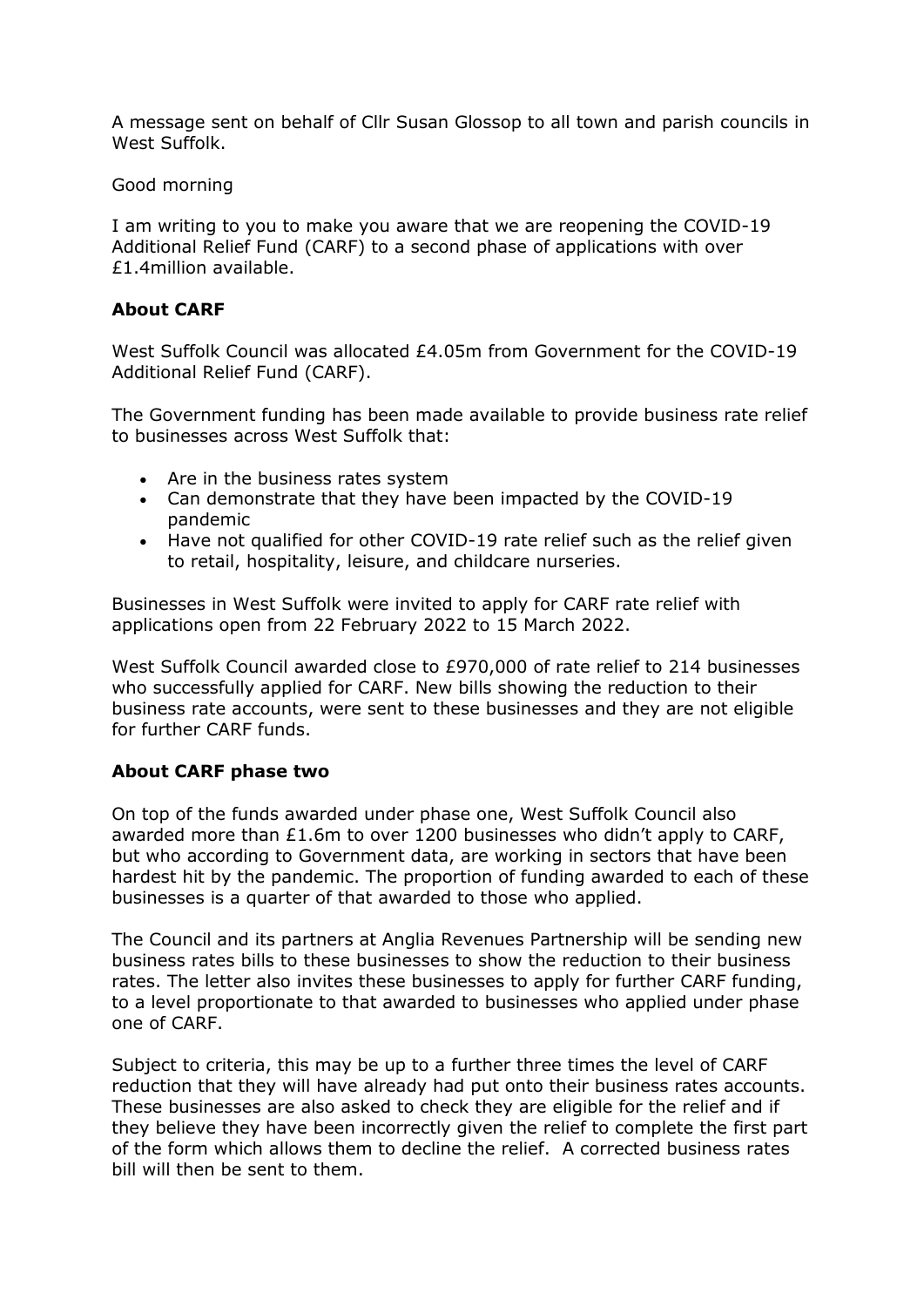A message sent on behalf of Cllr Susan Glossop to all town and parish councils in West Suffolk.

Good morning

I am writing to you to make you aware that we are reopening the COVID-19 Additional Relief Fund (CARF) to a second phase of applications with over £1.4million available.

**About CARF**

West Suffolk Council was allocated £4.05m from Government for the COVID-19 Additional Relief Fund (CARF).

The Government funding has been made available to provide business rate relief to businesses across West Suffolk that:

- Are in the business rates system
- Can demonstrate that they have been impacted by the COVID-19 pandemic
- Have not qualified for other COVID-19 rate relief such as the relief given to retail, hospitality, leisure, and childcare nurseries.

Businesses in West Suffolk were invited to apply for CARF rate relief with applications open from 22 February 2022 to 15 March 2022.

West Suffolk Council awarded close to £970,000 of rate relief to 214 businesses who successfully applied for CARF. New bills showing the reduction to their business rate accounts, were sent to these businesses and they are not eligible for further CARF funds.

**About CARF phase two**

On top of the funds awarded under phase one, West Suffolk Council also awarded more than £1.6m to over 1200 businesses who didn't apply to CARF, but who according to Government data, are working in sectors that have been hardest hit by the pandemic. The proportion of funding awarded to each of these businesses is a quarter of that awarded to those who applied.

The Council and its partners at Anglia Revenues Partnership will be sending new business rates bills to these businesses to show the reduction to their business rates. The letter also invites these businesses to apply for further CARF funding, to a level proportionate to that awarded to businesses who applied under phase one of CARF.

Subject to criteria, this may be up to a further three times the level of CARF reduction that they will have already had put onto their business rates accounts. These businesses are also asked to check they are eligible for the relief and if they believe they have been incorrectly given the relief to complete the first part of the form which allows them to decline the relief. A corrected business rates bill will then be sent to them.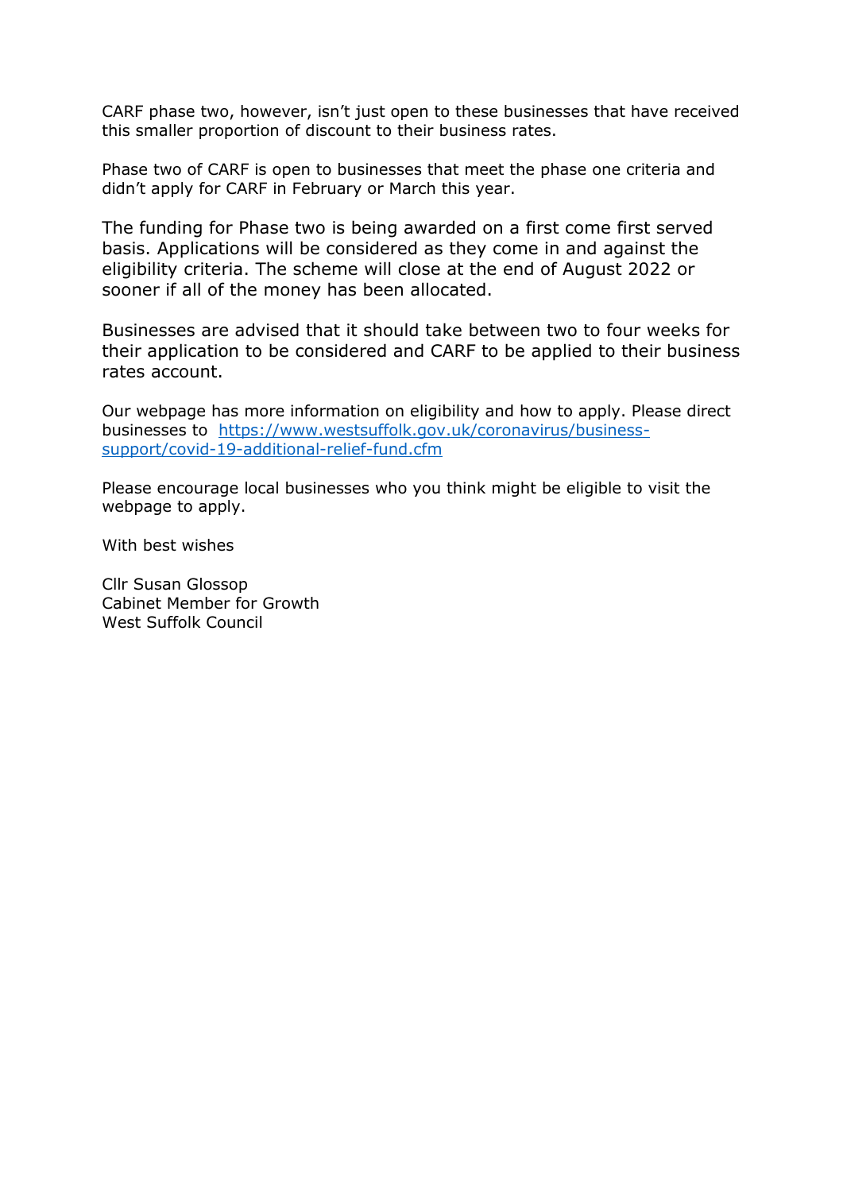CARF phase two, however, isn't just open to these businesses that have received this smaller proportion of discount to their business rates.

Phase two of CARF is open to businesses that meet the phase one criteria and didn't apply for CARF in February or March this year.

The funding for Phase two is being awarded on a first come first served basis. Applications will be considered as they come in and against the eligibility criteria. The scheme will close at the end of August 2022 or sooner if all of the money has been allocated.

Businesses are advised that it should take between two to four weeks for their application to be considered and CARF to be applied to their business rates account.

Our webpage has more information on eligibility and how to apply. Please direct businesses to [https://www.westsuffolk.gov.uk/coronavirus/business-support/covid-19-additional-relief-fund.cfm](https://www.westsuffolk.gov.uk/coronavirus/business-support/covid-19-additional-relief-fund.cfm)

Please encourage local businesses who you think might be eligible to visit the webpage to apply.

With best wishes

Cllr Susan Glossop  
Cabinet Member for Growth  
West Suffolk Council